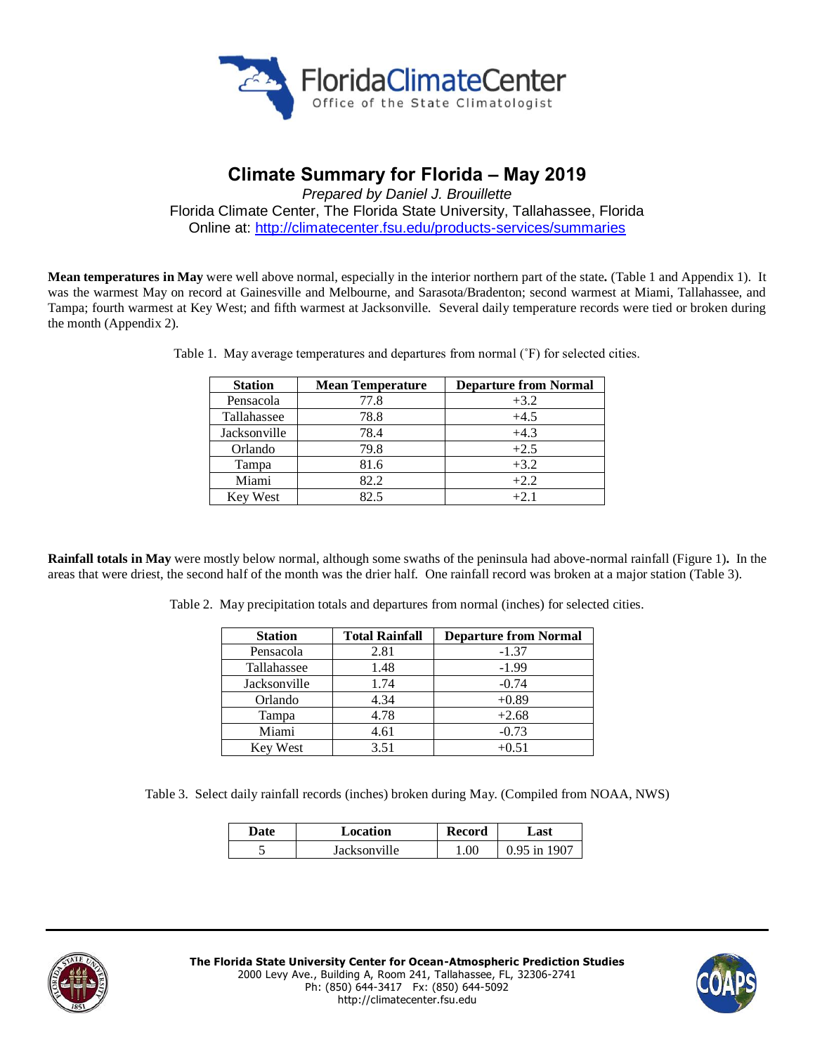# Climate Summary for Florida – May 2019

*Prepared by Daniel J. Brouillette*

Florida Climate Center, The Florida State University, Tallahassee, Florida

Online at: http://climatecenter.fsu.edu/products-services/summaries

**Mean temperatures in May** were well above normal, especially in the interior northern part of the state**.** (Table 1 and Appendix 1). It was the warmest May on record at Gainesville and Melbourne, and Sarasota/Bradenton; second warmest at Miami, Tallahassee, and Tampa; fourth warmest at Key West; and fifth warmest at Jacksonville. Several daily temperature records were tied or broken during the month (Appendix 2).

Table 1. May average temperatures and departures from normal (˚F) for selected cities.

| Station | Mean Temperature | Departure from Normal |
|---|---|---|
| Pensacola | 77.8 | +3.2 |
| Tallahassee | 78.8 | +4.5 |
| Jacksonville | 78.4 | +4.3 |
| Orlando | 79.8 | +2.5 |
| Tampa | 81.6 | +3.2 |
| Miami | 82.2 | +2.2 |
| Key West | 82.5 | +2.1 |

**Rainfall totals in May** were mostly below normal, although some swaths of the peninsula had above-normal rainfall (Figure 1)**.** In the areas that were driest, the second half of the month was the drier half. One rainfall record was broken at a major station (Table 3).

Table 2. May precipitation totals and departures from normal (inches) for selected cities.

| Station | Total Rainfall | Departure from Normal |
|---|---|---|
| Pensacola | 2.81 | -1.37 |
| Tallahassee | 1.48 | -1.99 |
| Jacksonville | 1.74 | -0.74 |
| Orlando | 4.34 | +0.89 |
| Tampa | 4.78 | +2.68 |
| Miami | 4.61 | -0.73 |
| Key West | 3.51 | +0.51 |

Table 3. Select daily rainfall records (inches) broken during May. (Compiled from NOAA, NWS)

| Date | Location | Record | Last |
|---|---|---|---|
| 5 | Jacksonville | 1.00 | 0.95 in 1907 |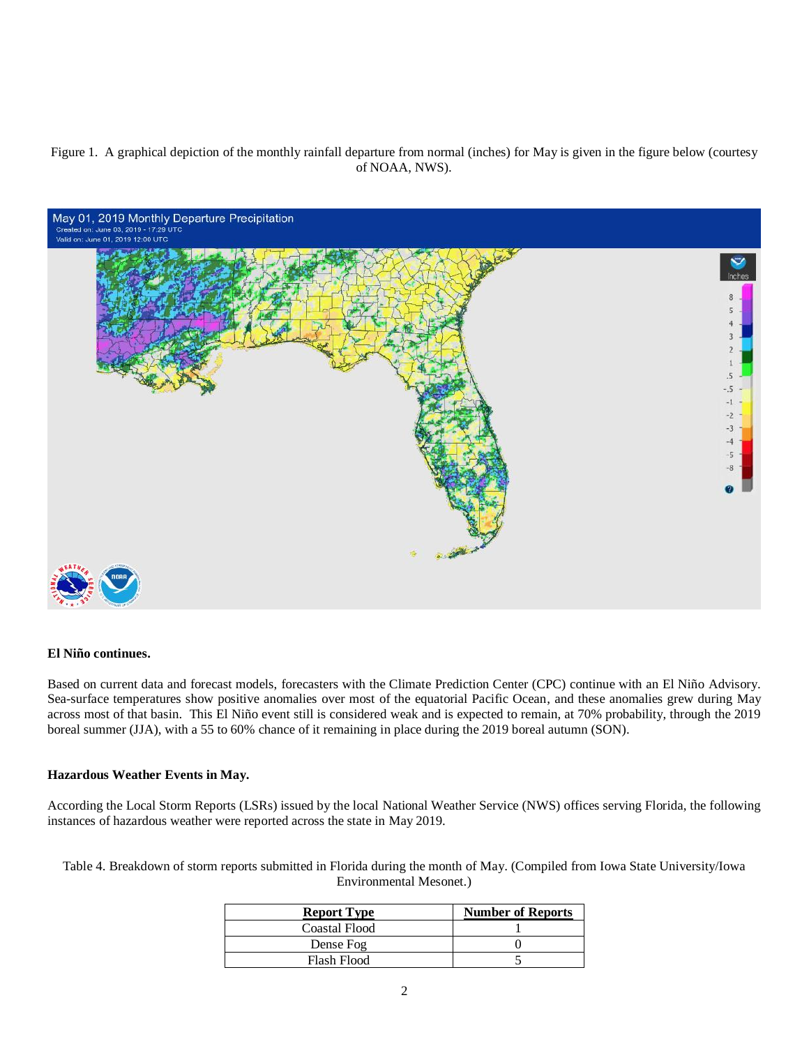Figure 1. A graphical depiction of the monthly rainfall departure from normal (inches) for May is given in the figure below (courtesy of NOAA, NWS).

**El Niño continues.**

Based on current data and forecast models, forecasters with the Climate Prediction Center (CPC) continue with an El Niño Advisory. Sea-surface temperatures show positive anomalies over most of the equatorial Pacific Ocean, and these anomalies grew during May across most of that basin. This El Niño event still is considered weak and is expected to remain, at 70% probability, through the 2019 boreal summer (JJA), with a 55 to 60% chance of it remaining in place during the 2019 boreal autumn (SON).

**Hazardous Weather Events in May.**

According the Local Storm Reports (LSRs) issued by the local National Weather Service (NWS) offices serving Florida, the following instances of hazardous weather were reported across the state in May 2019.

Table 4. Breakdown of storm reports submitted in Florida during the month of May. (Compiled from Iowa State University/Iowa Environmental Mesonet.)

| Report Type | Number of Reports |
|---|---|
| Coastal Flood | 1 |
| Dense Fog | 0 |
| Flash Flood | 5 |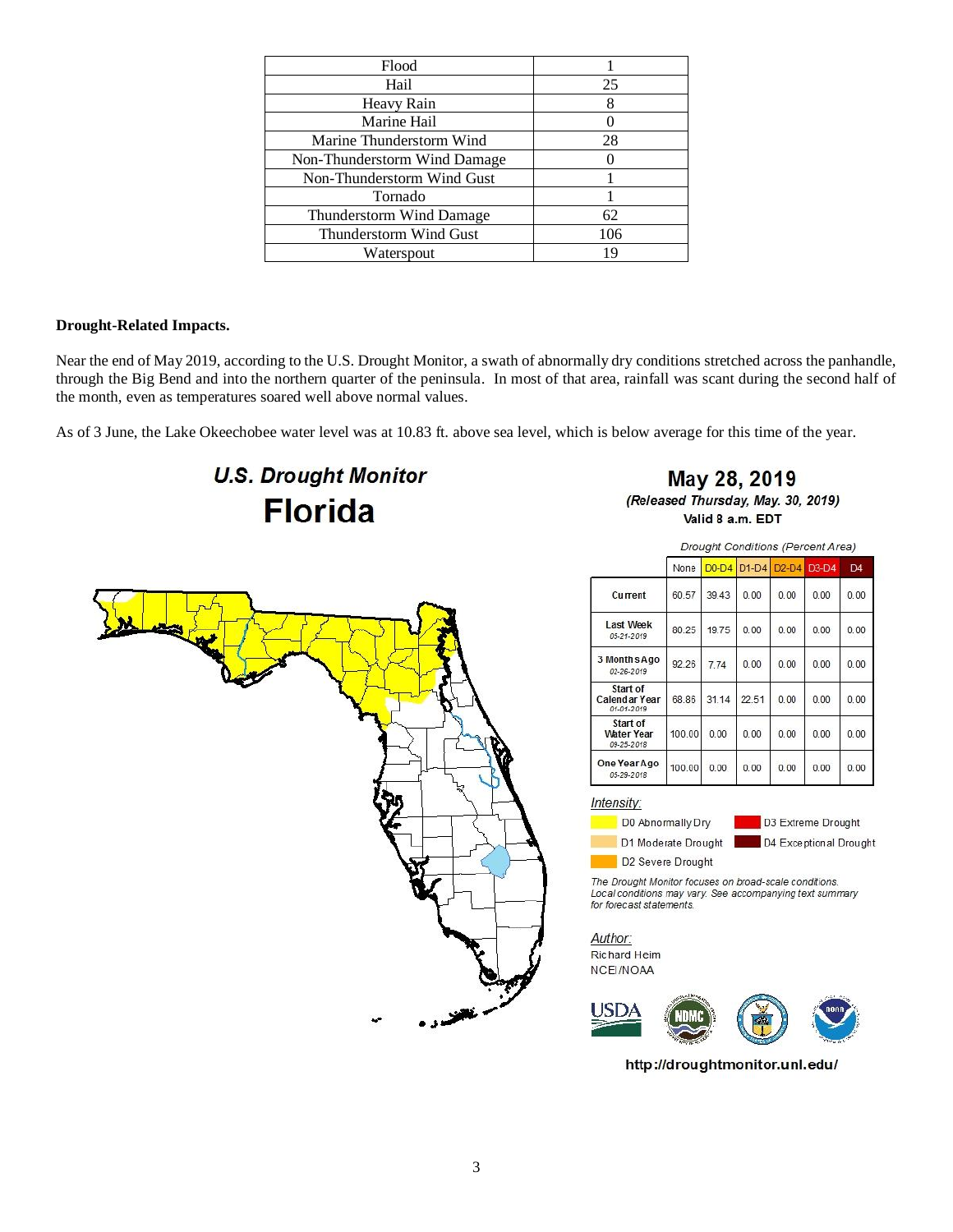| Flood | 1 |
|---|---|
| Hail | 25 |
| Heavy Rain | 8 |
| Marine Hail | 0 |
| Marine Thunderstorm Wind | 28 |
| Non-Thunderstorm Wind Damage | 0 |
| Non-Thunderstorm Wind Gust | 1 |
| Tornado | 1 |
| Thunderstorm Wind Damage | 62 |
| Thunderstorm Wind Gust | 106 |
| Waterspout | 19 |

**Drought-Related Impacts.**

Near the end of May 2019, according to the U.S. Drought Monitor, a swath of abnormally dry conditions stretched across the panhandle, through the Big Bend and into the northern quarter of the peninsula. In most of that area, rainfall was scant during the second half of the month, even as temperatures soared well above normal values.

As of 3 June, the Lake Okeechobee water level was at 10.83 ft. above sea level, which is below average for this time of the year.

**U.S. Drought Monitor**
**Florida**

**May 28, 2019**
*(Released Thursday, May. 30, 2019)*
Valid 8 a.m. EDT

*Drought Conditions (Percent Area)*

| | None | D0-D4 | D1-D4 | D2-D4 | D3-D4 | D4 |
|---|---|---|---|---|---|---|
| Current | 60.57 | 39.43 | 0.00 | 0.00 | 0.00 | 0.00 |
| Last Week 05-21-2019 | 80.25 | 19.75 | 0.00 | 0.00 | 0.00 | 0.00 |
| 3 Months Ago 02-26-2019 | 92.26 | 7.74 | 0.00 | 0.00 | 0.00 | 0.00 |
| Start of Calendar Year 01-01-2019 | 68.86 | 31.14 | 22.51 | 0.00 | 0.00 | 0.00 |
| Start of Water Year 09-25-2018 | 100.00 | 0.00 | 0.00 | 0.00 | 0.00 | 0.00 |
| One Year Ago 05-29-2018 | 100.00 | 0.00 | 0.00 | 0.00 | 0.00 | 0.00 |

*Intensity:*

- D0 Abnormally Dry
- D1 Moderate Drought
- D2 Severe Drought
- D3 Extreme Drought
- D4 Exceptional Drought

*The Drought Monitor focuses on broad-scale conditions. Local conditions may vary. See accompanying text summary for forecast statements.*

*Author:*
Richard Heim
NCEI/NOAA

http://droughtmonitor.unl.edu/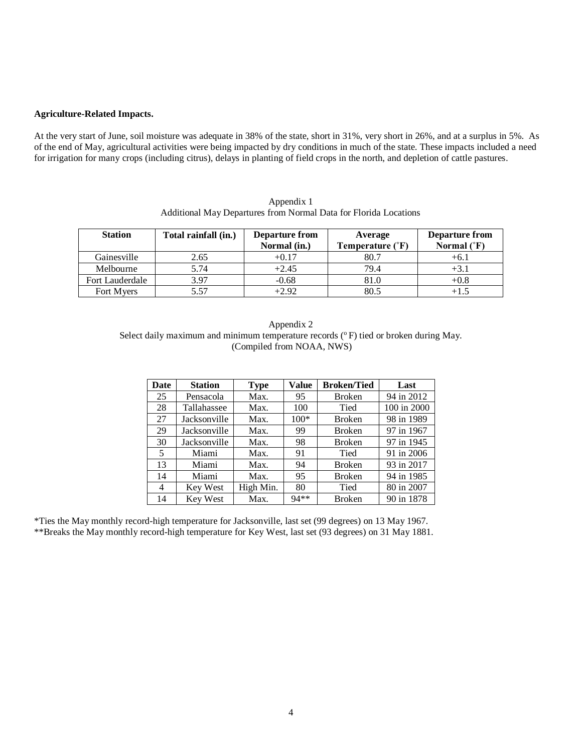**Agriculture-Related Impacts.**

At the very start of June, soil moisture was adequate in 38% of the state, short in 31%, very short in 26%, and at a surplus in 5%. As of the end of May, agricultural activities were being impacted by dry conditions in much of the state. These impacts included a need for irrigation for many crops (including citrus), delays in planting of field crops in the north, and depletion of cattle pastures.

Appendix 1
Additional May Departures from Normal Data for Florida Locations

| Station | Total rainfall (in.) | Departure from Normal (in.) | Average Temperature (˚F) | Departure from Normal (˚F) |
|---|---|---|---|---|
| Gainesville | 2.65 | +0.17 | 80.7 | +6.1 |
| Melbourne | 5.74 | +2.45 | 79.4 | +3.1 |
| Fort Lauderdale | 3.97 | -0.68 | 81.0 | +0.8 |
| Fort Myers | 5.57 | +2.92 | 80.5 | +1.5 |

Appendix 2
Select daily maximum and minimum temperature records (° F) tied or broken during May.
(Compiled from NOAA, NWS)

| Date | Station | Type | Value | Broken/Tied | Last |
|---|---|---|---|---|---|
| 25 | Pensacola | Max. | 95 | Broken | 94 in 2012 |
| 28 | Tallahassee | Max. | 100 | Tied | 100 in 2000 |
| 27 | Jacksonville | Max. | 100* | Broken | 98 in 1989 |
| 29 | Jacksonville | Max. | 99 | Broken | 97 in 1967 |
| 30 | Jacksonville | Max. | 98 | Broken | 97 in 1945 |
| 5 | Miami | Max. | 91 | Tied | 91 in 2006 |
| 13 | Miami | Max. | 94 | Broken | 93 in 2017 |
| 14 | Miami | Max. | 95 | Broken | 94 in 1985 |
| 4 | Key West | High Min. | 80 | Tied | 80 in 2007 |
| 14 | Key West | Max. | 94** | Broken | 90 in 1878 |

*Ties the May monthly record-high temperature for Jacksonville, last set (99 degrees) on 13 May 1967.
**Breaks the May monthly record-high temperature for Key West, last set (93 degrees) on 31 May 1881.